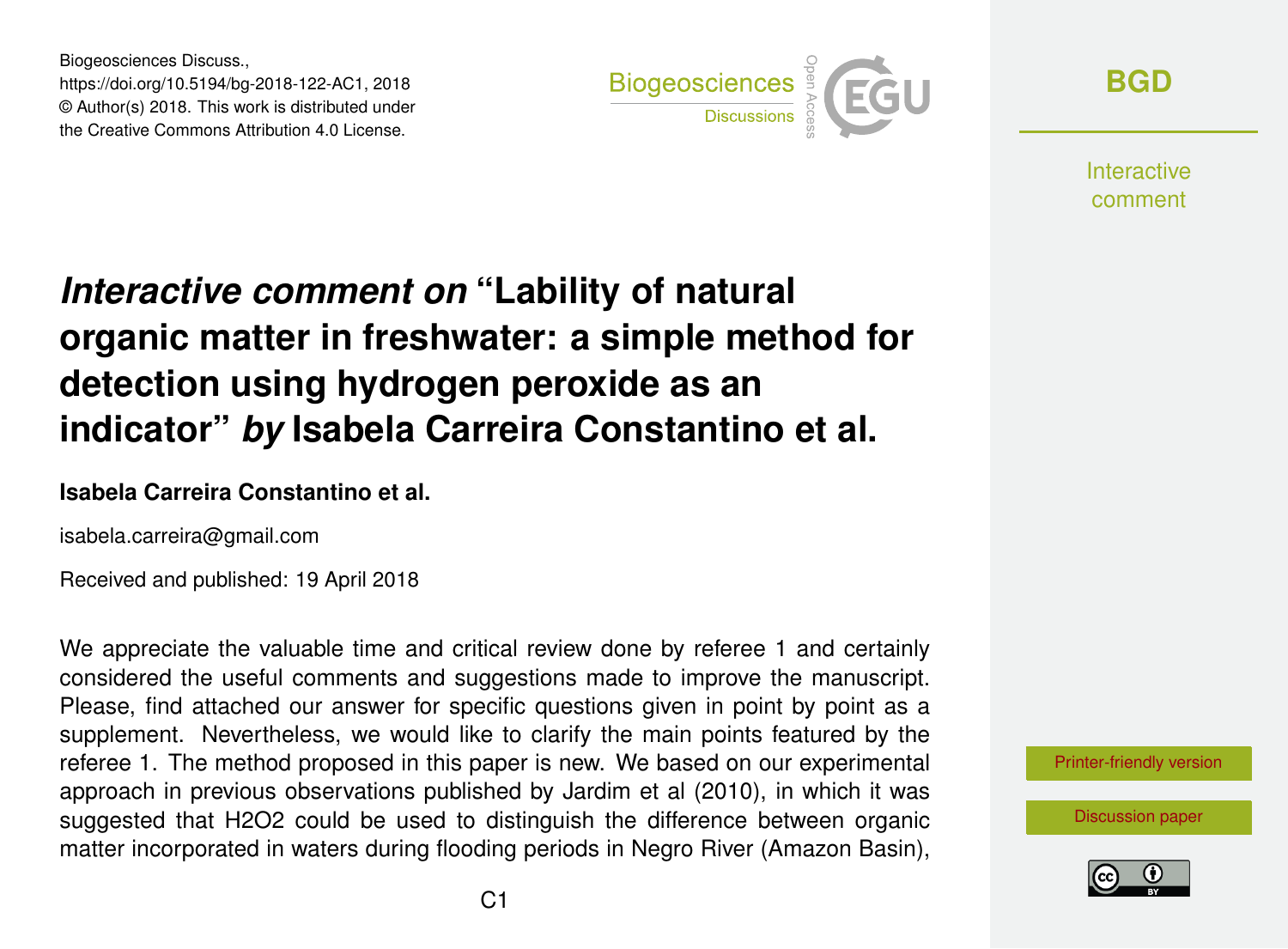# *Interactive comment on* "Lability of natural organic matter in freshwater: a simple method for detection using hydrogen peroxide as an indicator" *by* Isabela Carreira Constantino et al.

**Isabela Carreira Constantino et al.**

isabela.carreira@gmail.com

Received and published: 19 April 2018

We appreciate the valuable time and critical review done by referee 1 and certainly considered the useful comments and suggestions made to improve the manuscript. Please, find attached our answer for specific questions given in point by point as a supplement. Nevertheless, we would like to clarify the main points featured by the referee 1. The method proposed in this paper is new. We based on our experimental approach in previous observations published by Jardim et al (2010), in which it was suggested that H2O2 could be used to distinguish the difference between organic matter incorporated in waters during flooding periods in Negro River (Amazon Basin),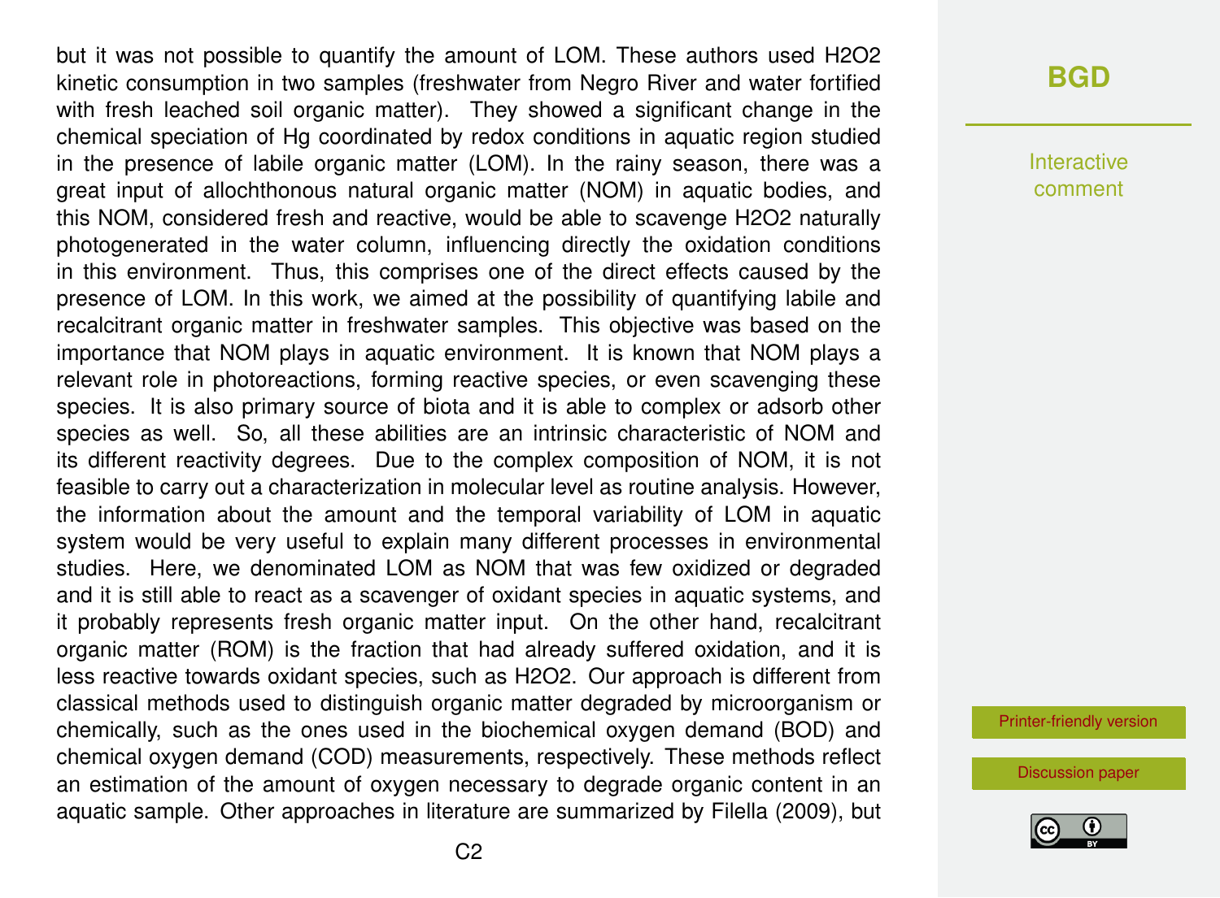but it was not possible to quantify the amount of LOM. These authors used $H_2O_2$ kinetic consumption in two samples (freshwater from Negro River and water fortified with fresh leached soil organic matter). They showed a significant change in the chemical speciation of Hg coordinated by redox conditions in aquatic region studied in the presence of labile organic matter (LOM). In the rainy season, there was a great input of allochthonous natural organic matter (NOM) in aquatic bodies, and this NOM, considered fresh and reactive, would be able to scavenge $H_2O_2$ naturally photogenerated in the water column, influencing directly the oxidation conditions in this environment. Thus, this comprises one of the direct effects caused by the presence of LOM. In this work, we aimed at the possibility of quantifying labile and recalcitrant organic matter in freshwater samples. This objective was based on the importance that NOM plays in aquatic environment. It is known that NOM plays a relevant role in photoreactions, forming reactive species, or even scavenging these species. It is also primary source of biota and it is able to complex or adsorb other species as well. So, all these abilities are an intrinsic characteristic of NOM and its different reactivity degrees. Due to the complex composition of NOM, it is not feasible to carry out a characterization in molecular level as routine analysis. However, the information about the amount and the temporal variability of LOM in aquatic system would be very useful to explain many different processes in environmental studies. Here, we denominated LOM as NOM that was few oxidized or degraded and it is still able to react as a scavenger of oxidant species in aquatic systems, and it probably represents fresh organic matter input. On the other hand, recalcitrant organic matter (ROM) is the fraction that had already suffered oxidation, and it is less reactive towards oxidant species, such as $H_2O_2$. Our approach is different from classical methods used to distinguish organic matter degraded by microorganism or chemically, such as the ones used in the biochemical oxygen demand (BOD) and chemical oxygen demand (COD) measurements, respectively. These methods reflect an estimation of the amount of oxygen necessary to degrade organic content in an aquatic sample. Other approaches in literature are summarized by Filella (2009), but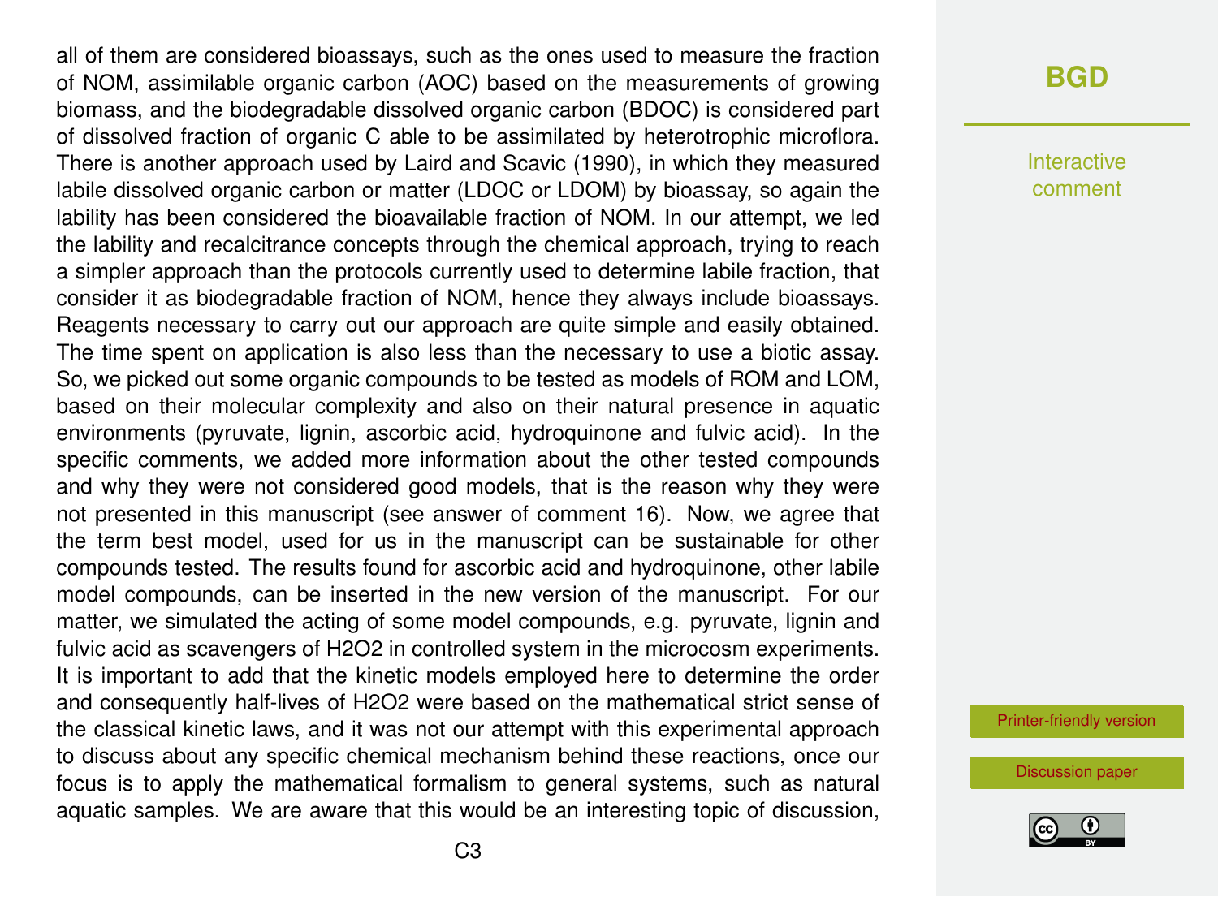all of them are considered bioassays, such as the ones used to measure the fraction of NOM, assimilable organic carbon (AOC) based on the measurements of growing biomass, and the biodegradable dissolved organic carbon (BDOC) is considered part of dissolved fraction of organic C able to be assimilated by heterotrophic microflora. There is another approach used by Laird and Scavic (1990), in which they measured labile dissolved organic carbon or matter (LDOC or LDOM) by bioassay, so again the lability has been considered the bioavailable fraction of NOM. In our attempt, we led the lability and recalcitrance concepts through the chemical approach, trying to reach a simpler approach than the protocols currently used to determine labile fraction, that consider it as biodegradable fraction of NOM, hence they always include bioassays. Reagents necessary to carry out our approach are quite simple and easily obtained. The time spent on application is also less than the necessary to use a biotic assay. So, we picked out some organic compounds to be tested as models of ROM and LOM, based on their molecular complexity and also on their natural presence in aquatic environments (pyruvate, lignin, ascorbic acid, hydroquinone and fulvic acid). In the specific comments, we added more information about the other tested compounds and why they were not considered good models, that is the reason why they were not presented in this manuscript (see answer of comment 16). Now, we agree that the term best model, used for us in the manuscript can be sustainable for other compounds tested. The results found for ascorbic acid and hydroquinone, other labile model compounds, can be inserted in the new version of the manuscript. For our matter, we simulated the acting of some model compounds, e.g. pyruvate, lignin and fulvic acid as scavengers of $H_2O_2$ in controlled system in the microcosm experiments. It is important to add that the kinetic models employed here to determine the order and consequently half-lives of $H_2O_2$ were based on the mathematical strict sense of the classical kinetic laws, and it was not our attempt with this experimental approach to discuss about any specific chemical mechanism behind these reactions, once our focus is to apply the mathematical formalism to general systems, such as natural aquatic samples. We are aware that this would be an interesting topic of discussion,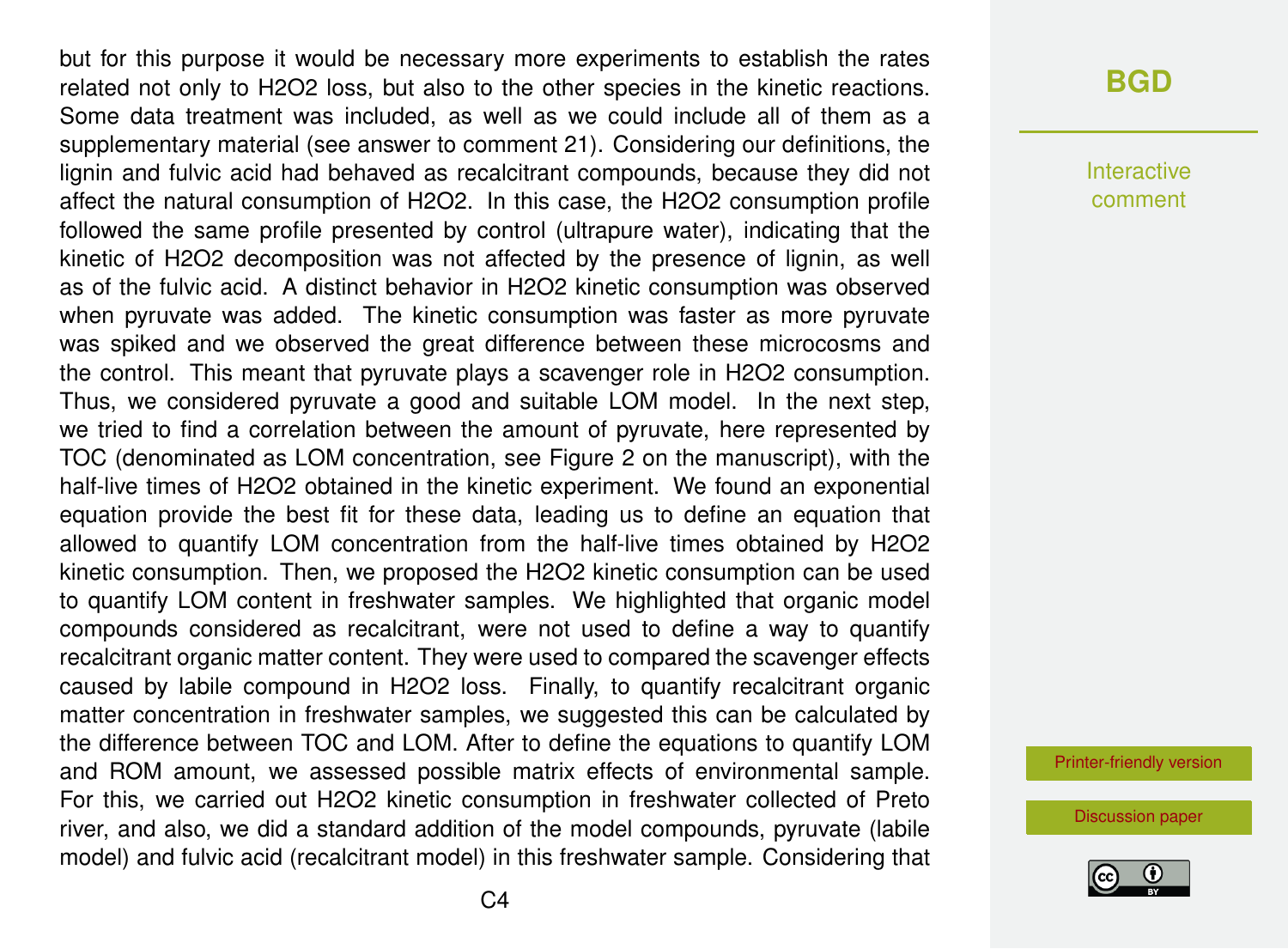but for this purpose it would be necessary more experiments to establish the rates related not only to $H_2O_2$ loss, but also to the other species in the kinetic reactions. Some data treatment was included, as well as we could include all of them as a supplementary material (see answer to comment 21). Considering our definitions, the lignin and fulvic acid had behaved as recalcitrant compounds, because they did not affect the natural consumption of $H_2O_2$. In this case, the $H_2O_2$ consumption profile followed the same profile presented by control (ultrapure water), indicating that the kinetic of $H_2O_2$ decomposition was not affected by the presence of lignin, as well as of the fulvic acid. A distinct behavior in $H_2O_2$ kinetic consumption was observed when pyruvate was added. The kinetic consumption was faster as more pyruvate was spiked and we observed the great difference between these microcosms and the control. This meant that pyruvate plays a scavenger role in $H_2O_2$ consumption. Thus, we considered pyruvate a good and suitable LOM model. In the next step, we tried to find a correlation between the amount of pyruvate, here represented by TOC (denominated as LOM concentration, see Figure 2 on the manuscript), with the half-live times of $H_2O_2$ obtained in the kinetic experiment. We found an exponential equation provide the best fit for these data, leading us to define an equation that allowed to quantify LOM concentration from the half-live times obtained by $H_2O_2$ kinetic consumption. Then, we proposed the $H_2O_2$ kinetic consumption can be used to quantify LOM content in freshwater samples. We highlighted that organic model compounds considered as recalcitrant, were not used to define a way to quantify recalcitrant organic matter content. They were used to compared the scavenger effects caused by labile compound in $H_2O_2$ loss. Finally, to quantify recalcitrant organic matter concentration in freshwater samples, we suggested this can be calculated by the difference between TOC and LOM. After to define the equations to quantify LOM and ROM amount, we assessed possible matrix effects of environmental sample. For this, we carried out $H_2O_2$ kinetic consumption in freshwater collected of Preto river, and also, we did a standard addition of the model compounds, pyruvate (labile model) and fulvic acid (recalcitrant model) in this freshwater sample. Considering that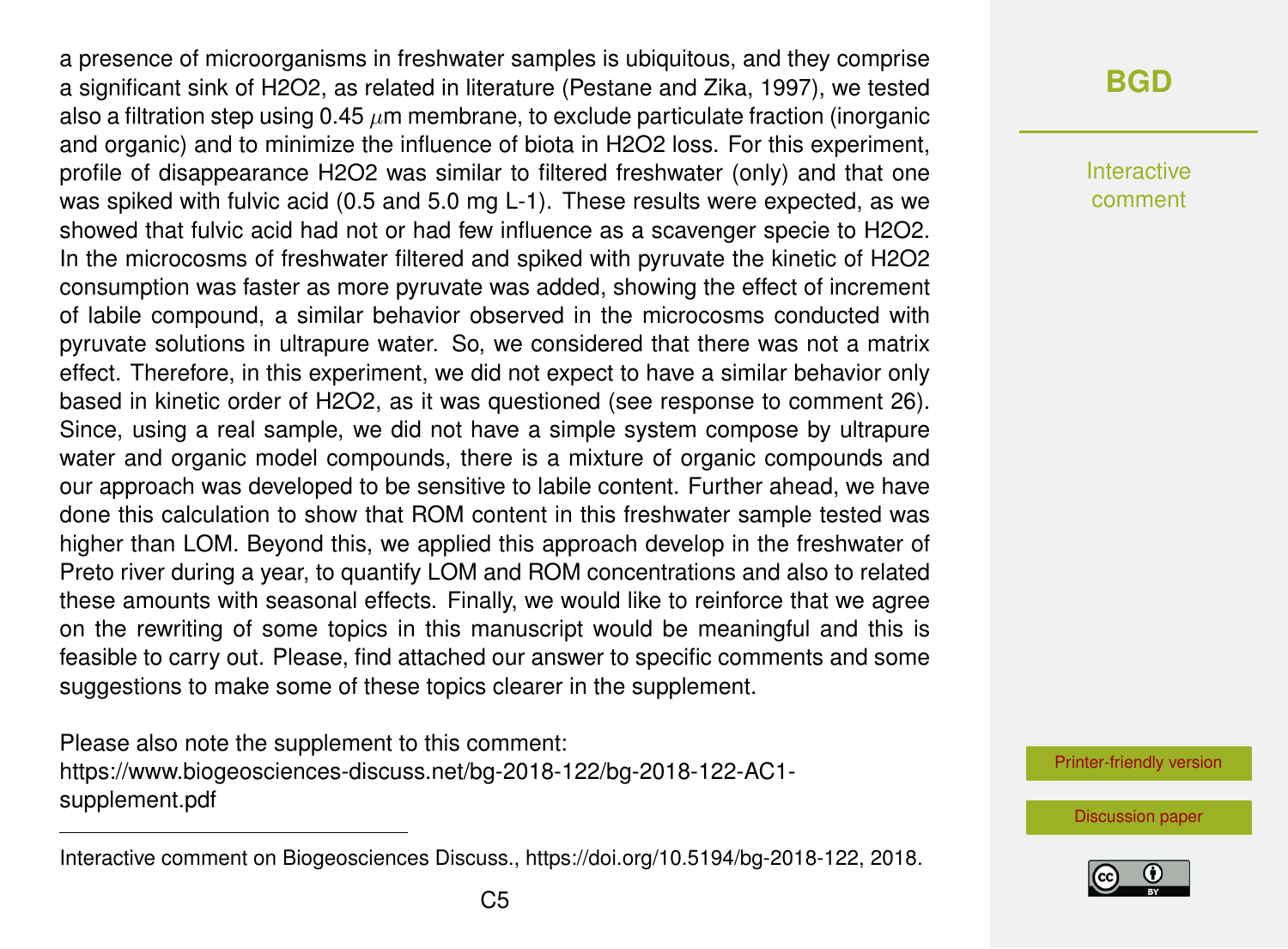a presence of microorganisms in freshwater samples is ubiquitous, and they comprise a significant sink of $H_2O_2$, as related in literature (Pestane and Zika, 1997), we tested also a filtration step using 0.45 $\mu$m membrane, to exclude particulate fraction (inorganic and organic) and to minimize the influence of biota in $H_2O_2$ loss. For this experiment, profile of disappearance $H_2O_2$ was similar to filtered freshwater (only) and that one was spiked with fulvic acid (0.5 and 5.0 mg $L^{-1}$). These results were expected, as we showed that fulvic acid had not or had few influence as a scavenger specie to $H_2O_2$. In the microcosms of freshwater filtered and spiked with pyruvate the kinetic of $H_2O_2$ consumption was faster as more pyruvate was added, showing the effect of increment of labile compound, a similar behavior observed in the microcosms conducted with pyruvate solutions in ultrapure water. So, we considered that there was not a matrix effect. Therefore, in this experiment, we did not expect to have a similar behavior only based in kinetic order of $H_2O_2$, as it was questioned (see response to comment 26). Since, using a real sample, we did not have a simple system compose by ultrapure water and organic model compounds, there is a mixture of organic compounds and our approach was developed to be sensitive to labile content. Further ahead, we have done this calculation to show that ROM content in this freshwater sample tested was higher than LOM. Beyond this, we applied this approach develop in the freshwater of Preto river during a year, to quantify LOM and ROM concentrations and also to related these amounts with seasonal effects. Finally, we would like to reinforce that we agree on the rewriting of some topics in this manuscript would be meaningful and this is feasible to carry out. Please, find attached our answer to specific comments and some suggestions to make some of these topics clearer in the supplement.

Please also note the supplement to this comment:
https://www.biogeosciences-discuss.net/bg-2018-122/bg-2018-122-AC1-supplement.pdf

---

Interactive comment on Biogeosciences Discuss., https://doi.org/10.5194/bg-2018-122, 2018.